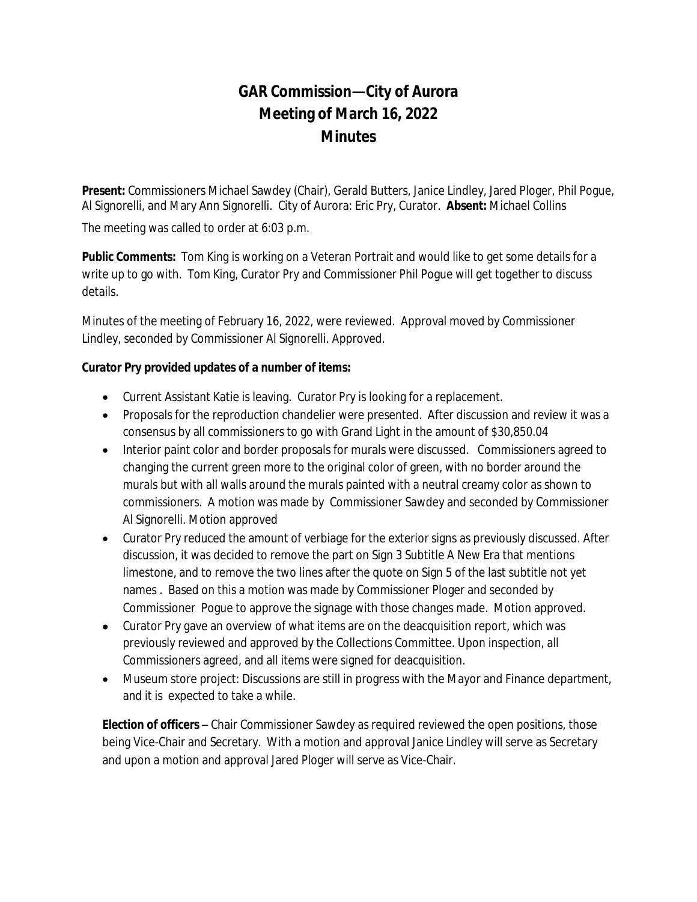# GAR Commission—City of Aurora
# Meeting of March 16, 2022
# Minutes

**Present:** Commissioners Michael Sawdey (Chair), Gerald Butters, Janice Lindley, Jared Ploger, Phil Pogue, Al Signorelli, and Mary Ann Signorelli. City of Aurora: Eric Pry, Curator. **Absent:** Michael Collins

The meeting was called to order at 6:03 p.m.

**Public Comments:** Tom King is working on a Veteran Portrait and would like to get some details for a write up to go with. Tom King, Curator Pry and Commissioner Phil Pogue will get together to discuss details.

Minutes of the meeting of February 16, 2022, were reviewed. Approval moved by Commissioner Lindley, seconded by Commissioner Al Signorelli. Approved.

**Curator Pry provided updates of a number of items:**

- Current Assistant Katie is leaving. Curator Pry is looking for a replacement.
- Proposals for the reproduction chandelier were presented. After discussion and review it was a consensus by all commissioners to go with Grand Light in the amount of $30,850.04
- Interior paint color and border proposals for murals were discussed. Commissioners agreed to changing the current green more to the original color of green, with no border around the murals but with all walls around the murals painted with a neutral creamy color as shown to commissioners. A motion was made by Commissioner Sawdey and seconded by Commissioner Al Signorelli. Motion approved
- Curator Pry reduced the amount of verbiage for the exterior signs as previously discussed. After discussion, it was decided to remove the part on Sign 3 Subtitle A New Era that mentions limestone, and to remove the two lines after the quote on Sign 5 of the last subtitle not yet names . Based on this a motion was made by Commissioner Ploger and seconded by Commissioner Pogue to approve the signage with those changes made. Motion approved.
- Curator Pry gave an overview of what items are on the deacquisition report, which was previously reviewed and approved by the Collections Committee. Upon inspection, all Commissioners agreed, and all items were signed for deacquisition.
- Museum store project: Discussions are still in progress with the Mayor and Finance department, and it is expected to take a while.

**Election of officers** – Chair Commissioner Sawdey as required reviewed the open positions, those being Vice-Chair and Secretary. With a motion and approval Janice Lindley will serve as Secretary and upon a motion and approval Jared Ploger will serve as Vice-Chair.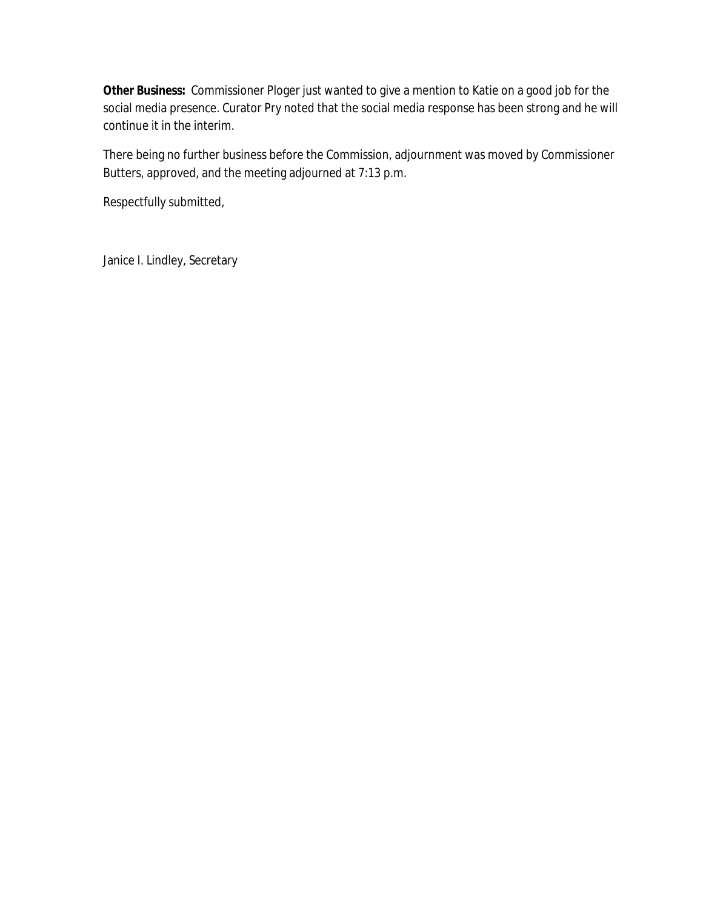**Other Business:** Commissioner Ploger just wanted to give a mention to Katie on a good job for the social media presence. Curator Pry noted that the social media response has been strong and he will continue it in the interim.

There being no further business before the Commission, adjournment was moved by Commissioner Butters, approved, and the meeting adjourned at 7:13 p.m.

Respectfully submitted,

Janice I. Lindley, Secretary